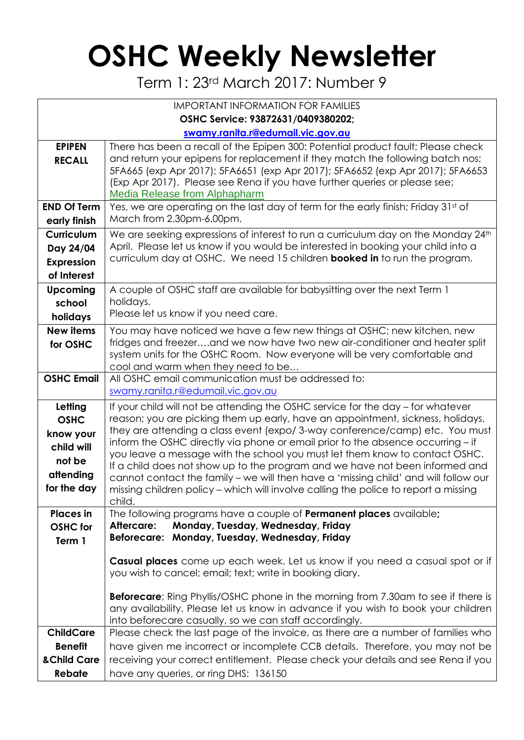# OSHC Weekly Newsletter

Term 1: 23rd March 2017: Number 9

| IMPORTANT INFORMATION FOR FAMILIES<br>**OSHC Service: 93872631/0409380202;**<br>**swamy.ranita.r@edumail.vic.gov.au** | |
|---|---|
| **EPIPEN RECALL** | There has been a recall of the Epipen 300: Potential product fault; Please check and return your epipens for replacement if they match the following batch nos; 5FA665 (exp Apr 2017); 5FA6651 (exp Apr 2017); 5FA6652 (exp Apr 2017); 5FA6653 (Exp Apr 2017). Please see Rena if you have further queries or please see; Media Release from Alphapharm |
| **END Of Term early finish** | Yes, we are operating on the last day of term for the early finish; Friday 31st of March from 2.30pm-6.00pm. |
| **Curriculum Day 24/04 Expression of Interest** | We are seeking expressions of interest to run a curriculum day on the Monday 24th April. Please let us know if you would be interested in booking your child into a curriculum day at OSHC. We need 15 children **booked in** to run the program. |
| **Upcoming school holidays** | A couple of OSHC staff are available for babysitting over the next Term 1 holidays.<br>Please let us know if you need care. |
| **New items for OSHC** | You may have noticed we have a few new things at OSHC; new kitchen, new fridges and freezer….and we now have two new air-conditioner and heater split system units for the OSHC Room. Now everyone will be very comfortable and cool and warm when they need to be… |
| **OSHC Email** | All OSHC email communication must be addressed to: swamy.ranita.r@edumail.vic.gov.au |
| **Letting OSHC know your child will not be attending for the day** | If your child will not be attending the OSHC service for the day – for whatever reason; you are picking them up early, have an appointment, sickness, holidays, they are attending a class event (expo/ 3-way conference/camp) etc. You must inform the OSHC directly via phone or email prior to the absence occurring – if you leave a message with the school you must let them know to contact OSHC. If a child does not show up to the program and we have not been informed and cannot contact the family – we will then have a 'missing child' and will follow our missing children policy – which will involve calling the police to report a missing child. |
| **Places in OSHC for Term 1** | The following programs have a couple of **Permanent places** available**;**<br>**Aftercare: Monday, Tuesday, Wednesday, Friday**<br>**Beforecare: Monday, Tuesday, Wednesday, Friday**<br><br>**Casual places** come up each week. Let us know if you need a casual spot or if you wish to cancel; email; text; write in booking diary.<br><br>**Beforecare**; Ring Phyllis/OSHC phone in the morning from 7.30am to see if there is any availability. Please let us know in advance if you wish to book your children into beforecare casually, so we can staff accordingly. |
| **ChildCare Benefit &Child Care Rebate** | Please check the last page of the invoice, as there are a number of families who have given me incorrect or incomplete CCB details. Therefore, you may not be receiving your correct entitlement. Please check your details and see Rena if you have any queries, or ring DHS: 136150 |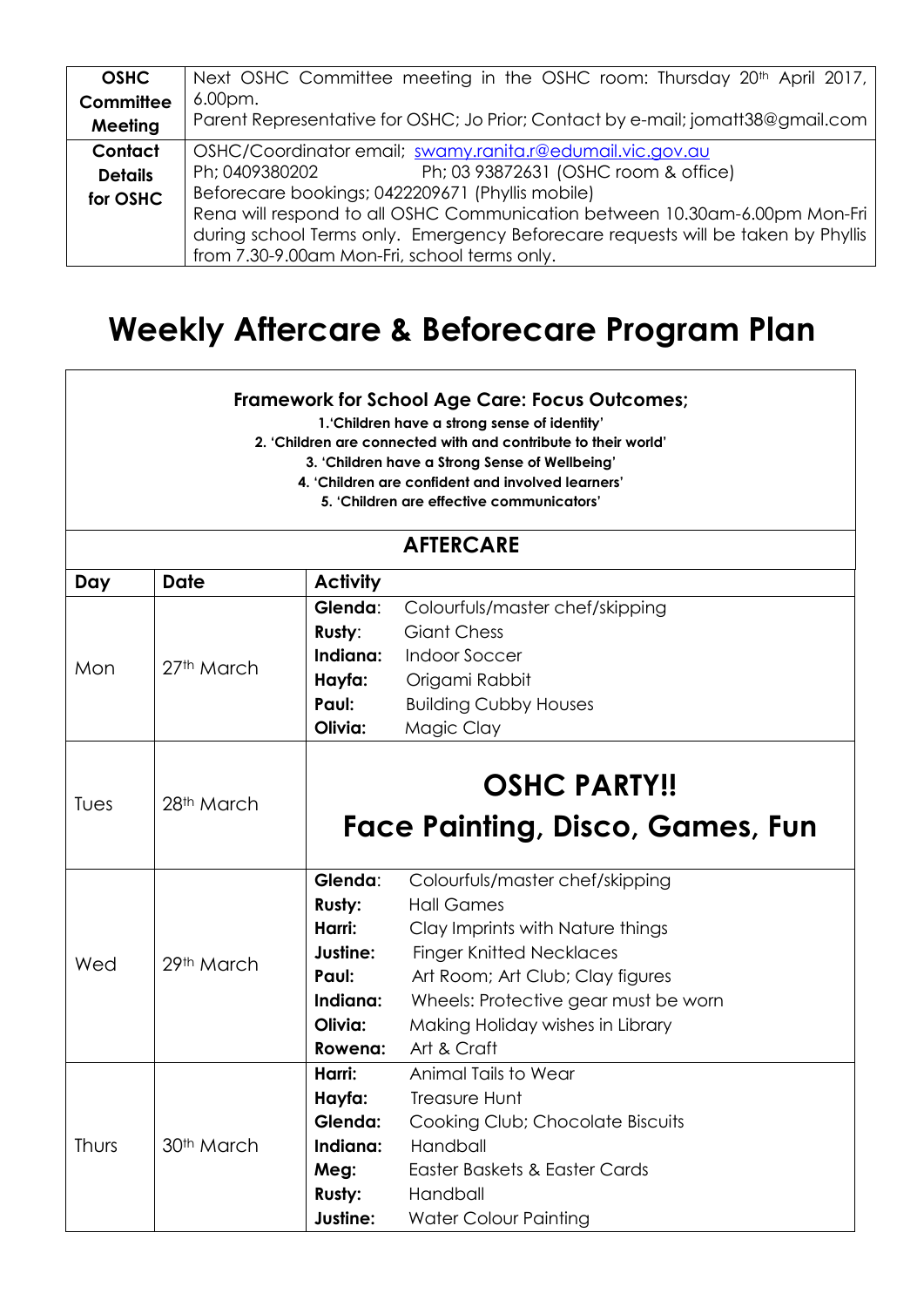| **OSHC Committee Meeting** | Next OSHC Committee meeting in the OSHC room: Thursday 20th April 2017, 6.00pm.<br>Parent Representative for OSHC; Jo Prior; Contact by e-mail; jomatt38@gmail.com |
|---|---|
| **Contact Details for OSHC** | OSHC/Coordinator email; swamy.ranita.r@edumail.vic.gov.au<br>Ph; 0409380202 Ph; 03 93872631 (OSHC room & office)<br>Beforecare bookings; 0422209671 (Phyllis mobile)<br>Rena will respond to all OSHC Communication between 10.30am-6.00pm Mon-Fri during school Terms only. Emergency Beforecare requests will be taken by Phyllis from 7.30-9.00am Mon-Fri, school terms only. |

# Weekly Aftercare & Beforecare Program Plan

**Framework for School Age Care: Focus Outcomes;**

**1.'Children have a strong sense of identity'**
**2. 'Children are connected with and contribute to their world'**
**3. 'Children have a Strong Sense of Wellbeing'**
**4. 'Children are confident and involved learners'**
**5. 'Children are effective communicators'**

## AFTERCARE

| Day | Date | Activity |
|---|---|---|
| Mon | 27th March | **Glenda**: Colourfuls/master chef/skipping<br>**Rusty**: Giant Chess<br>**Indiana:** Indoor Soccer<br>**Hayfa:** Origami Rabbit<br>**Paul:** Building Cubby Houses<br>**Olivia:** Magic Clay |
| Tues | 28th March | **OSHC PARTY!!**<br>**Face Painting, Disco, Games, Fun** |
| Wed | 29th March | **Glenda**: Colourfuls/master chef/skipping<br>**Rusty:** Hall Games<br>**Harri:** Clay Imprints with Nature things<br>**Justine:** Finger Knitted Necklaces<br>**Paul:** Art Room; Art Club; Clay figures<br>**Indiana:** Wheels: Protective gear must be worn<br>**Olivia:** Making Holiday wishes in Library<br>**Rowena:** Art & Craft |
| Thurs | 30th March | **Harri:** Animal Tails to Wear<br>**Hayfa:** Treasure Hunt<br>**Glenda:** Cooking Club; Chocolate Biscuits<br>**Indiana:** Handball<br>**Meg:** Easter Baskets & Easter Cards<br>**Rusty:** Handball<br>**Justine:** Water Colour Painting |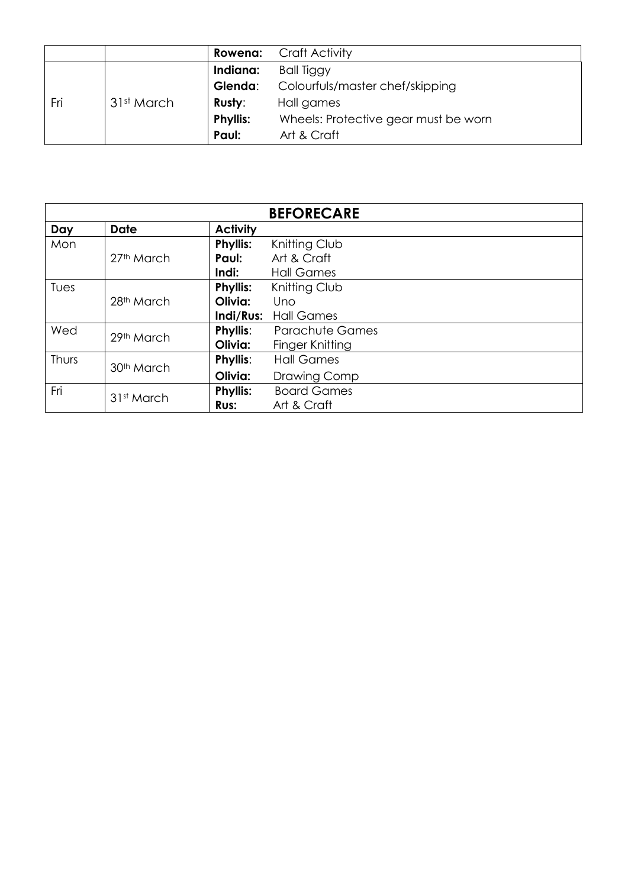| | | |
|---|---|---|
| | | **Rowena:** Craft Activity |
| Fri | 31st March | **Indiana:** Ball Tiggy<br>**Glenda**: Colourfuls/master chef/skipping<br>**Rusty**: Hall games<br>**Phyllis:** Wheels: Protective gear must be worn<br>**Paul:** Art & Craft |

| **BEFORECARE** | | |
|---|---|---|
| **Day** | **Date** | **Activity** |
| Mon | 27th March | **Phyllis:** Knitting Club<br>**Paul:** Art & Craft<br>**Indi:** Hall Games |
| Tues | 28th March | **Phyllis:** Knitting Club<br>**Olivia:** Uno<br>**Indi/Rus:** Hall Games |
| Wed | 29th March | **Phyllis**: Parachute Games<br>**Olivia:** Finger Knitting |
| Thurs | 30th March | **Phyllis**: Hall Games<br>**Olivia:** Drawing Comp |
| Fri | 31st March | **Phyllis:** Board Games<br>**Rus:** Art & Craft |